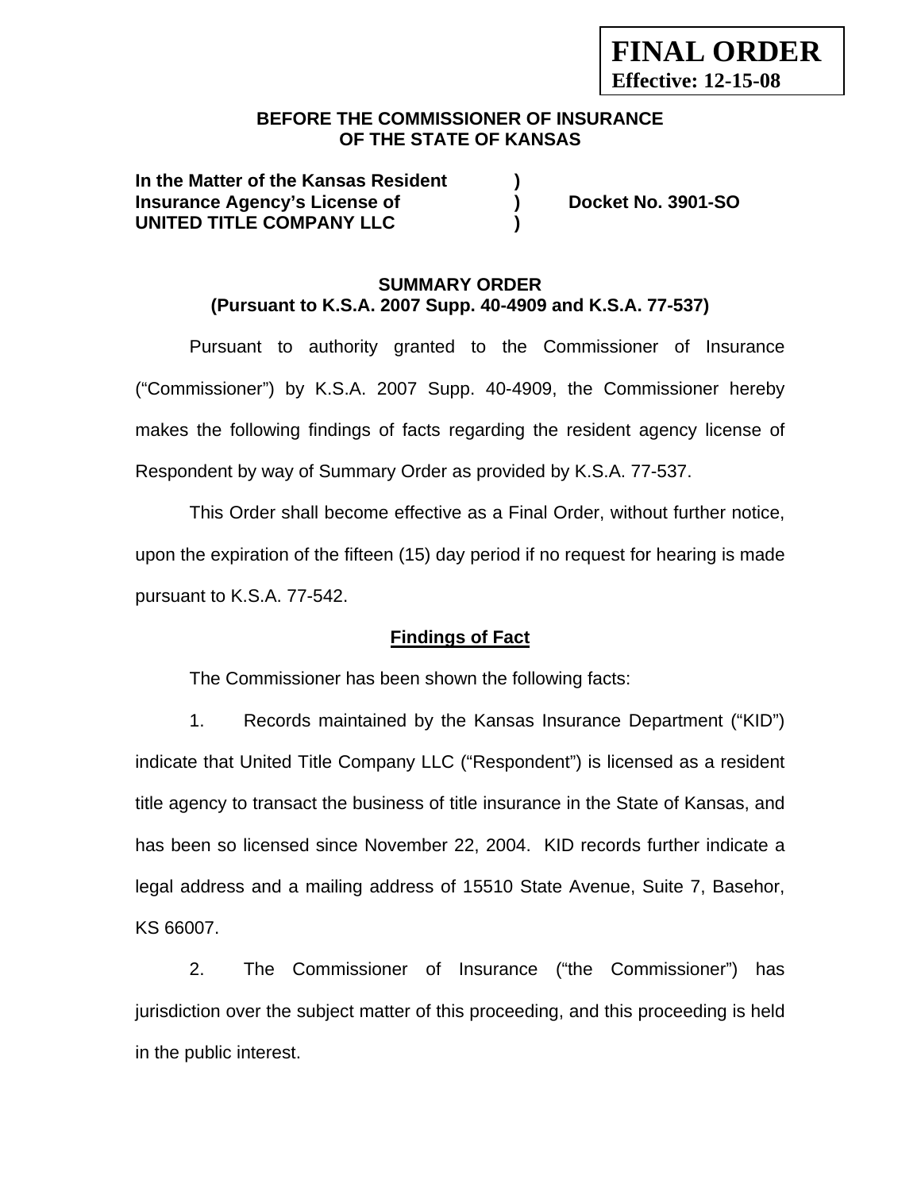**FINAL ORDER**
**Effective: 12-15-08**

**BEFORE THE COMMISSIONER OF INSURANCE**
**OF THE STATE OF KANSAS**

**In the Matter of the Kansas Resident )**
**Insurance Agency's License of ) Docket No. 3901-SO**
**UNITED TITLE COMPANY LLC )**

## SUMMARY ORDER
### (Pursuant to K.S.A. 2007 Supp. 40-4909 and K.S.A. 77-537)

Pursuant to authority granted to the Commissioner of Insurance ("Commissioner") by K.S.A. 2007 Supp. 40-4909, the Commissioner hereby makes the following findings of facts regarding the resident agency license of Respondent by way of Summary Order as provided by K.S.A. 77-537.

This Order shall become effective as a Final Order, without further notice, upon the expiration of the fifteen (15) day period if no request for hearing is made pursuant to K.S.A. 77-542.

**Findings of Fact**

The Commissioner has been shown the following facts:

1. Records maintained by the Kansas Insurance Department ("KID") indicate that United Title Company LLC ("Respondent") is licensed as a resident title agency to transact the business of title insurance in the State of Kansas, and has been so licensed since November 22, 2004. KID records further indicate a legal address and a mailing address of 15510 State Avenue, Suite 7, Basehor, KS 66007.

2. The Commissioner of Insurance ("the Commissioner") has jurisdiction over the subject matter of this proceeding, and this proceeding is held in the public interest.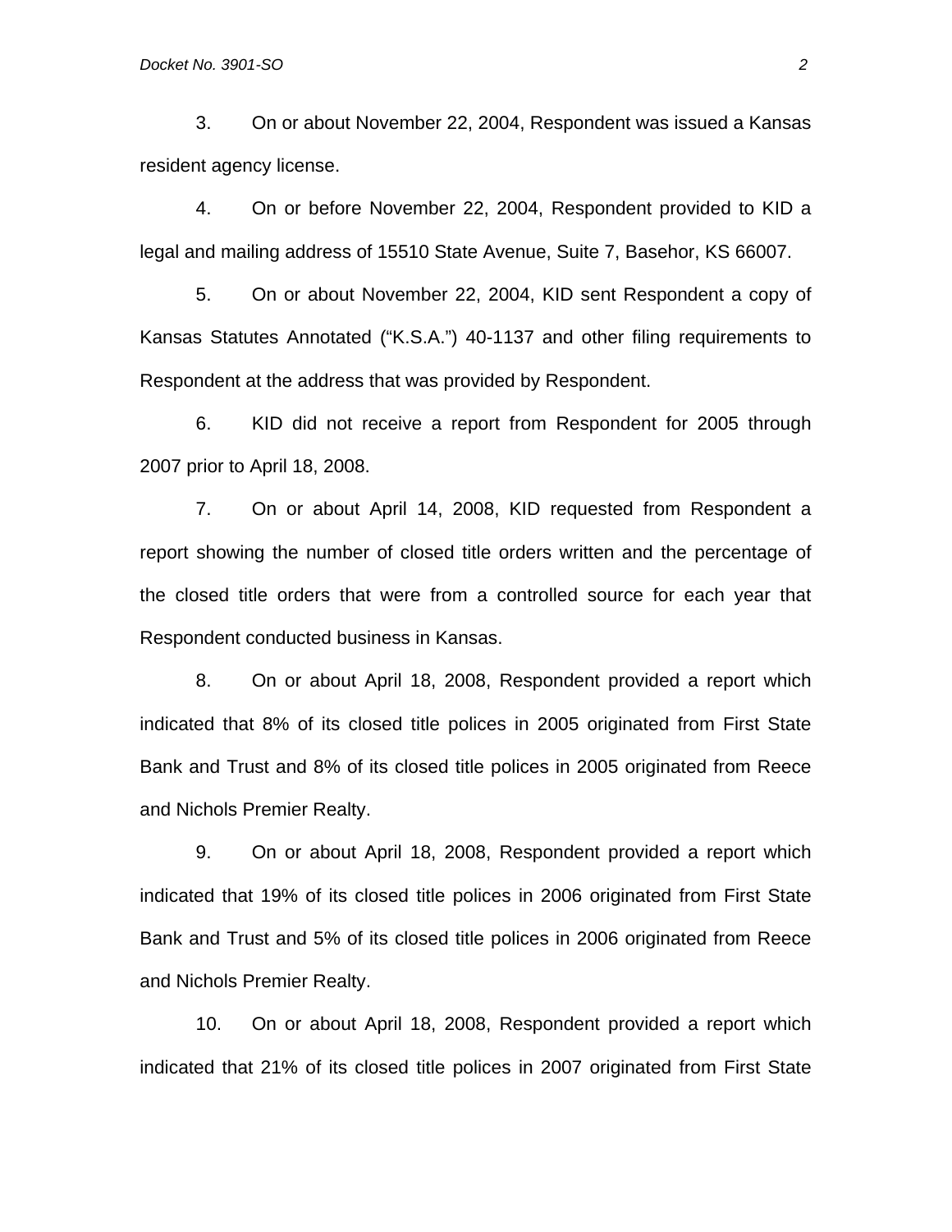3. On or about November 22, 2004, Respondent was issued a Kansas resident agency license.

4. On or before November 22, 2004, Respondent provided to KID a legal and mailing address of 15510 State Avenue, Suite 7, Basehor, KS 66007.

5. On or about November 22, 2004, KID sent Respondent a copy of Kansas Statutes Annotated ("K.S.A.") 40-1137 and other filing requirements to Respondent at the address that was provided by Respondent.

6. KID did not receive a report from Respondent for 2005 through 2007 prior to April 18, 2008.

7. On or about April 14, 2008, KID requested from Respondent a report showing the number of closed title orders written and the percentage of the closed title orders that were from a controlled source for each year that Respondent conducted business in Kansas.

8. On or about April 18, 2008, Respondent provided a report which indicated that 8% of its closed title polices in 2005 originated from First State Bank and Trust and 8% of its closed title polices in 2005 originated from Reece and Nichols Premier Realty.

9. On or about April 18, 2008, Respondent provided a report which indicated that 19% of its closed title polices in 2006 originated from First State Bank and Trust and 5% of its closed title polices in 2006 originated from Reece and Nichols Premier Realty.

10. On or about April 18, 2008, Respondent provided a report which indicated that 21% of its closed title polices in 2007 originated from First State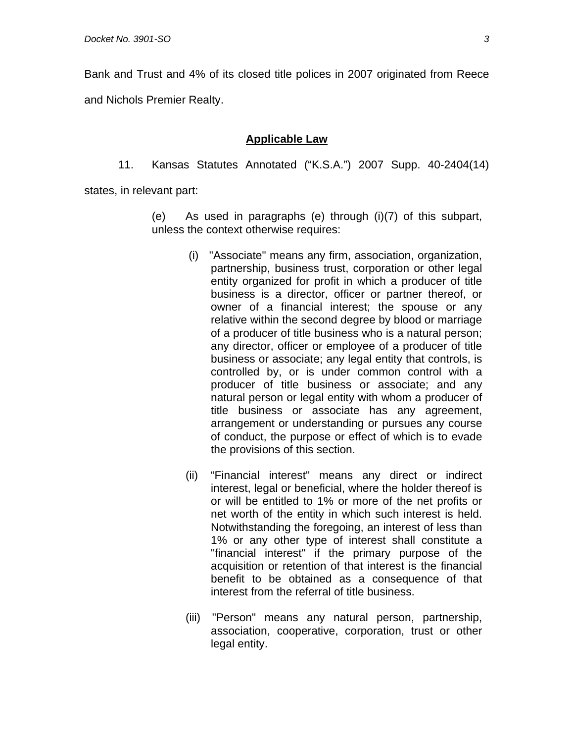Bank and Trust and 4% of its closed title polices in 2007 originated from Reece and Nichols Premier Realty.

## Applicable Law

11. Kansas Statutes Annotated ("K.S.A.") 2007 Supp. 40-2404(14) states, in relevant part:

> (e) As used in paragraphs (e) through (i)(7) of this subpart, unless the context otherwise requires:
>
> (i) "Associate" means any firm, association, organization, partnership, business trust, corporation or other legal entity organized for profit in which a producer of title business is a director, officer or partner thereof, or owner of a financial interest; the spouse or any relative within the second degree by blood or marriage of a producer of title business who is a natural person; any director, officer or employee of a producer of title business or associate; any legal entity that controls, is controlled by, or is under common control with a producer of title business or associate; and any natural person or legal entity with whom a producer of title business or associate has any agreement, arrangement or understanding or pursues any course of conduct, the purpose or effect of which is to evade the provisions of this section.
>
> (ii) "Financial interest" means any direct or indirect interest, legal or beneficial, where the holder thereof is or will be entitled to 1% or more of the net profits or net worth of the entity in which such interest is held. Notwithstanding the foregoing, an interest of less than 1% or any other type of interest shall constitute a "financial interest" if the primary purpose of the acquisition or retention of that interest is the financial benefit to be obtained as a consequence of that interest from the referral of title business.
>
> (iii) "Person" means any natural person, partnership, association, cooperative, corporation, trust or other legal entity.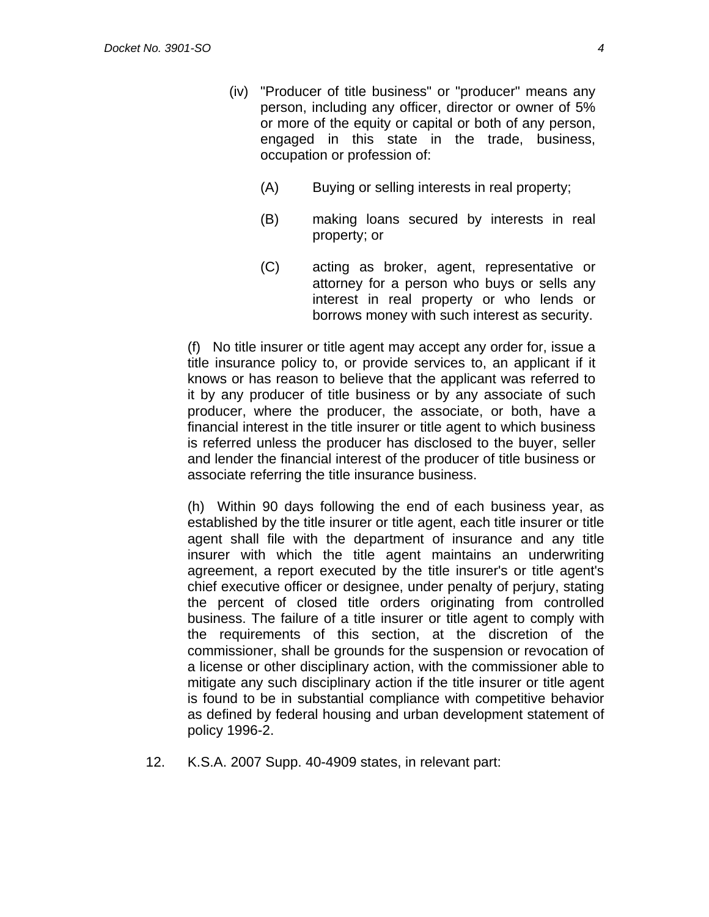(iv) "Producer of title business" or "producer" means any person, including any officer, director or owner of 5% or more of the equity or capital or both of any person, engaged in this state in the trade, business, occupation or profession of:

(A) Buying or selling interests in real property;

(B) making loans secured by interests in real property; or

(C) acting as broker, agent, representative or attorney for a person who buys or sells any interest in real property or who lends or borrows money with such interest as security.

(f) No title insurer or title agent may accept any order for, issue a title insurance policy to, or provide services to, an applicant if it knows or has reason to believe that the applicant was referred to it by any producer of title business or by any associate of such producer, where the producer, the associate, or both, have a financial interest in the title insurer or title agent to which business is referred unless the producer has disclosed to the buyer, seller and lender the financial interest of the producer of title business or associate referring the title insurance business.

(h) Within 90 days following the end of each business year, as established by the title insurer or title agent, each title insurer or title agent shall file with the department of insurance and any title insurer with which the title agent maintains an underwriting agreement, a report executed by the title insurer's or title agent's chief executive officer or designee, under penalty of perjury, stating the percent of closed title orders originating from controlled business. The failure of a title insurer or title agent to comply with the requirements of this section, at the discretion of the commissioner, shall be grounds for the suspension or revocation of a license or other disciplinary action, with the commissioner able to mitigate any such disciplinary action if the title insurer or title agent is found to be in substantial compliance with competitive behavior as defined by federal housing and urban development statement of policy 1996-2.

12. K.S.A. 2007 Supp. 40-4909 states, in relevant part: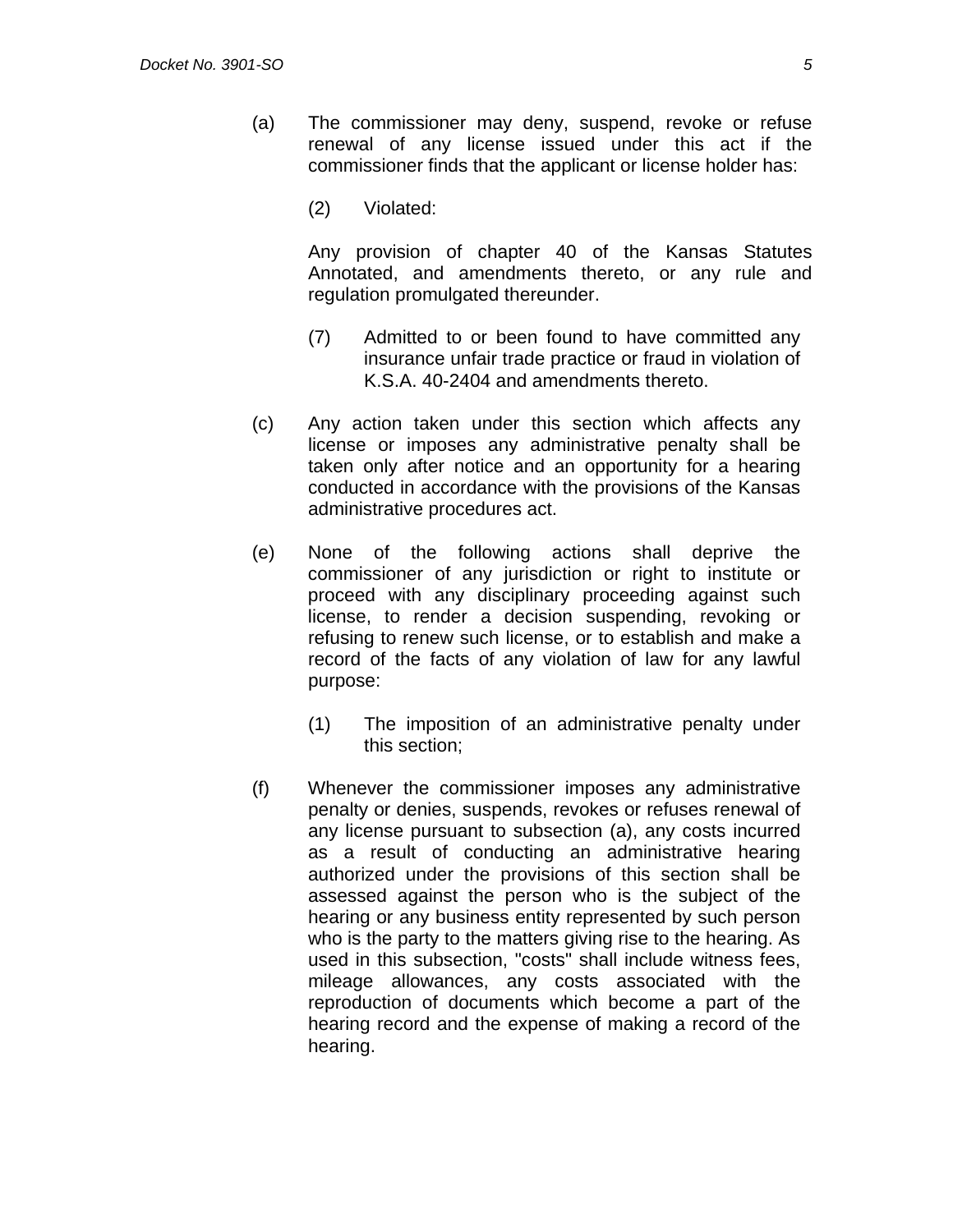(a) The commissioner may deny, suspend, revoke or refuse renewal of any license issued under this act if the commissioner finds that the applicant or license holder has:

> (2) Violated:
>
> Any provision of chapter 40 of the Kansas Statutes Annotated, and amendments thereto, or any rule and regulation promulgated thereunder.
>
> (7) Admitted to or been found to have committed any insurance unfair trade practice or fraud in violation of K.S.A. 40-2404 and amendments thereto.

(c) Any action taken under this section which affects any license or imposes any administrative penalty shall be taken only after notice and an opportunity for a hearing conducted in accordance with the provisions of the Kansas administrative procedures act.

(e) None of the following actions shall deprive the commissioner of any jurisdiction or right to institute or proceed with any disciplinary proceeding against such license, to render a decision suspending, revoking or refusing to renew such license, or to establish and make a record of the facts of any violation of law for any lawful purpose:

> (1) The imposition of an administrative penalty under this section;

(f) Whenever the commissioner imposes any administrative penalty or denies, suspends, revokes or refuses renewal of any license pursuant to subsection (a), any costs incurred as a result of conducting an administrative hearing authorized under the provisions of this section shall be assessed against the person who is the subject of the hearing or any business entity represented by such person who is the party to the matters giving rise to the hearing. As used in this subsection, "costs" shall include witness fees, mileage allowances, any costs associated with the reproduction of documents which become a part of the hearing record and the expense of making a record of the hearing.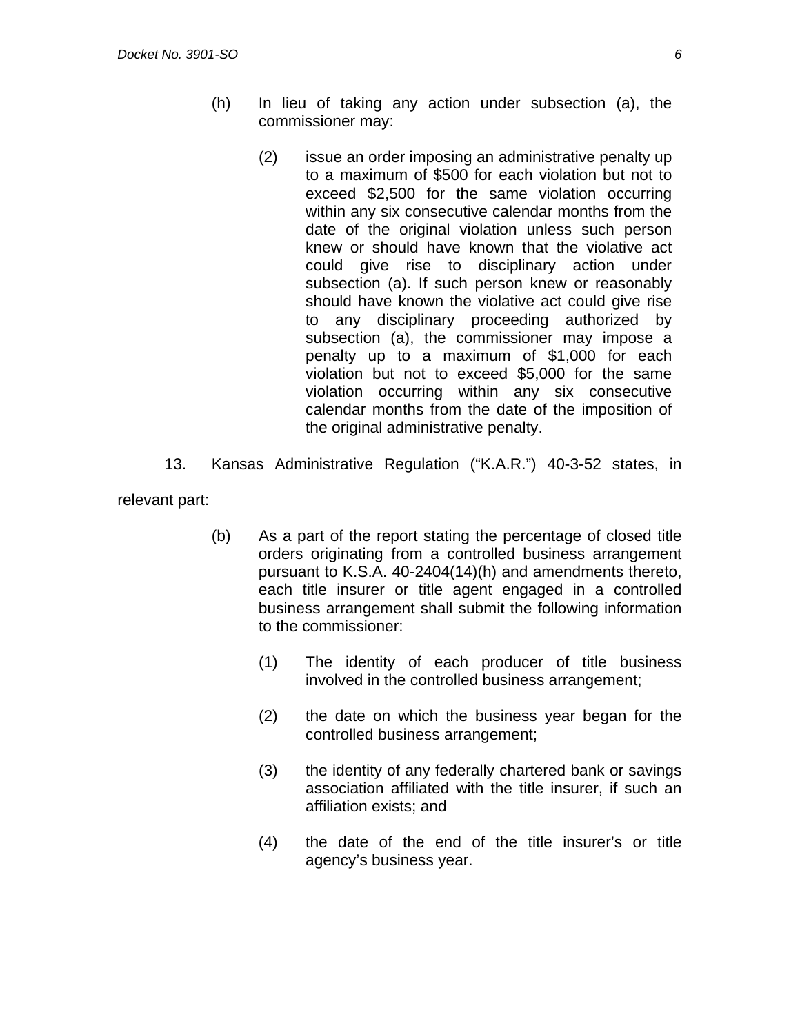> (h) In lieu of taking any action under subsection (a), the commissioner may:
>
> > (2) issue an order imposing an administrative penalty up to a maximum of $500 for each violation but not to exceed $2,500 for the same violation occurring within any six consecutive calendar months from the date of the original violation unless such person knew or should have known that the violative act could give rise to disciplinary action under subsection (a). If such person knew or reasonably should have known the violative act could give rise to any disciplinary proceeding authorized by subsection (a), the commissioner may impose a penalty up to a maximum of $1,000 for each violation but not to exceed $5,000 for the same violation occurring within any six consecutive calendar months from the date of the imposition of the original administrative penalty.

13. Kansas Administrative Regulation ("K.A.R.") 40-3-52 states, in relevant part:

> (b) As a part of the report stating the percentage of closed title orders originating from a controlled business arrangement pursuant to K.S.A. 40-2404(14)(h) and amendments thereto, each title insurer or title agent engaged in a controlled business arrangement shall submit the following information to the commissioner:
>
> > (1) The identity of each producer of title business involved in the controlled business arrangement;
> >
> > (2) the date on which the business year began for the controlled business arrangement;
> >
> > (3) the identity of any federally chartered bank or savings association affiliated with the title insurer, if such an affiliation exists; and
> >
> > (4) the date of the end of the title insurer's or title agency's business year.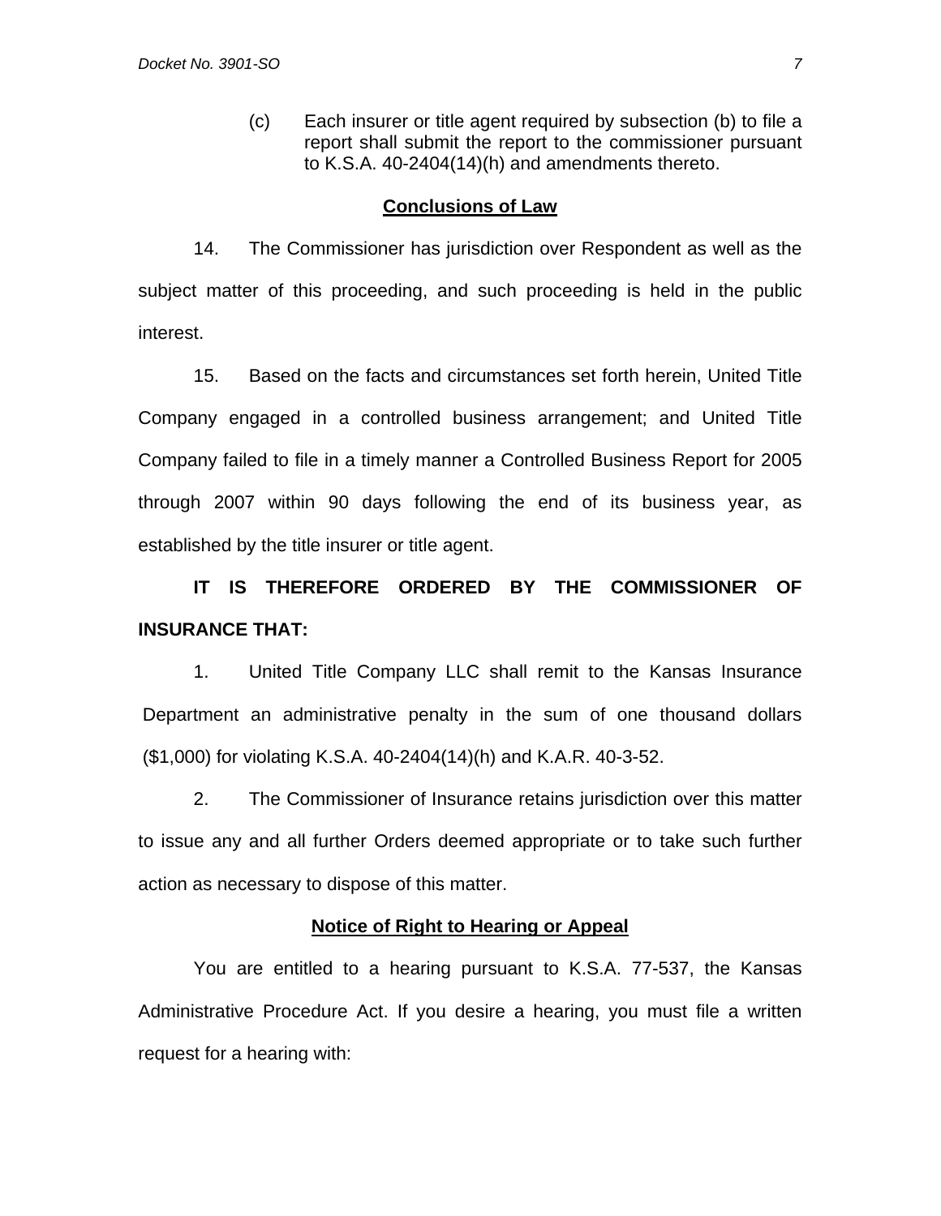(c) Each insurer or title agent required by subsection (b) to file a report shall submit the report to the commissioner pursuant to K.S.A. 40-2404(14)(h) and amendments thereto.

## Conclusions of Law

14. The Commissioner has jurisdiction over Respondent as well as the subject matter of this proceeding, and such proceeding is held in the public interest.

15. Based on the facts and circumstances set forth herein, United Title Company engaged in a controlled business arrangement; and United Title Company failed to file in a timely manner a Controlled Business Report for 2005 through 2007 within 90 days following the end of its business year, as established by the title insurer or title agent.

**IT IS THEREFORE ORDERED BY THE COMMISSIONER OF INSURANCE THAT:**

1. United Title Company LLC shall remit to the Kansas Insurance Department an administrative penalty in the sum of one thousand dollars ($1,000) for violating K.S.A. 40-2404(14)(h) and K.A.R. 40-3-52.

2. The Commissioner of Insurance retains jurisdiction over this matter to issue any and all further Orders deemed appropriate or to take such further action as necessary to dispose of this matter.

## Notice of Right to Hearing or Appeal

You are entitled to a hearing pursuant to K.S.A. 77-537, the Kansas Administrative Procedure Act. If you desire a hearing, you must file a written request for a hearing with: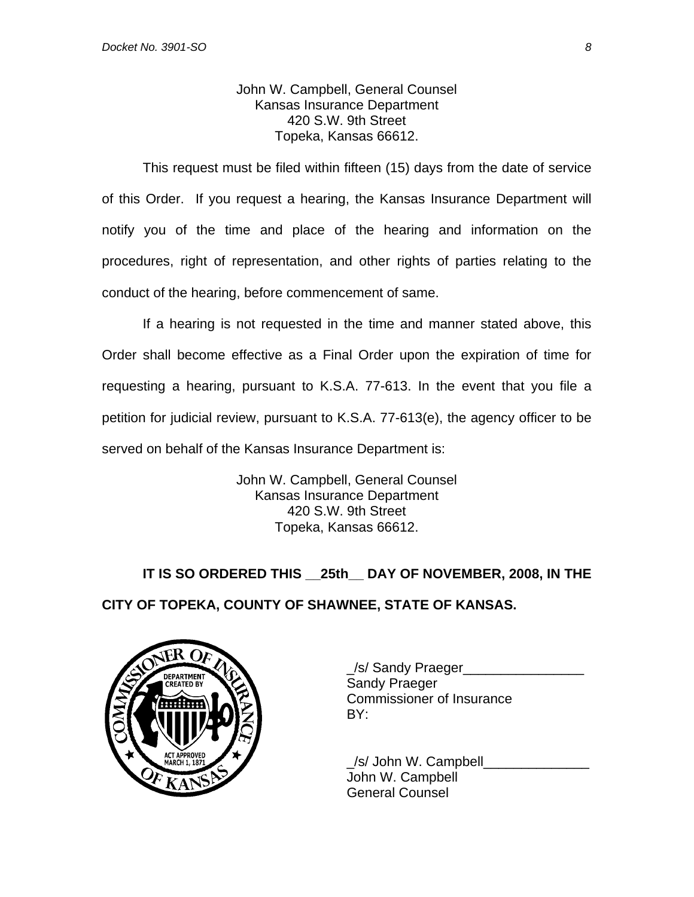John W. Campbell, General Counsel
Kansas Insurance Department
420 S.W. 9th Street
Topeka, Kansas 66612.

This request must be filed within fifteen (15) days from the date of service of this Order. If you request a hearing, the Kansas Insurance Department will notify you of the time and place of the hearing and information on the procedures, right of representation, and other rights of parties relating to the conduct of the hearing, before commencement of same.

If a hearing is not requested in the time and manner stated above, this Order shall become effective as a Final Order upon the expiration of time for requesting a hearing, pursuant to K.S.A. 77-613. In the event that you file a petition for judicial review, pursuant to K.S.A. 77-613(e), the agency officer to be served on behalf of the Kansas Insurance Department is:

John W. Campbell, General Counsel
Kansas Insurance Department
420 S.W. 9th Street
Topeka, Kansas 66612.

**IT IS SO ORDERED THIS __25th__ DAY OF NOVEMBER, 2008, IN THE CITY OF TOPEKA, COUNTY OF SHAWNEE, STATE OF KANSAS.**

COMMISSIONER OF INSURANCE OF KANSAS — DEPARTMENT CREATED BY ACT APPROVED MARCH 1, 1871

_/s/ Sandy Praeger________________
Sandy Praeger
Commissioner of Insurance
BY:

_/s/ John W. Campbell______________
John W. Campbell
General Counsel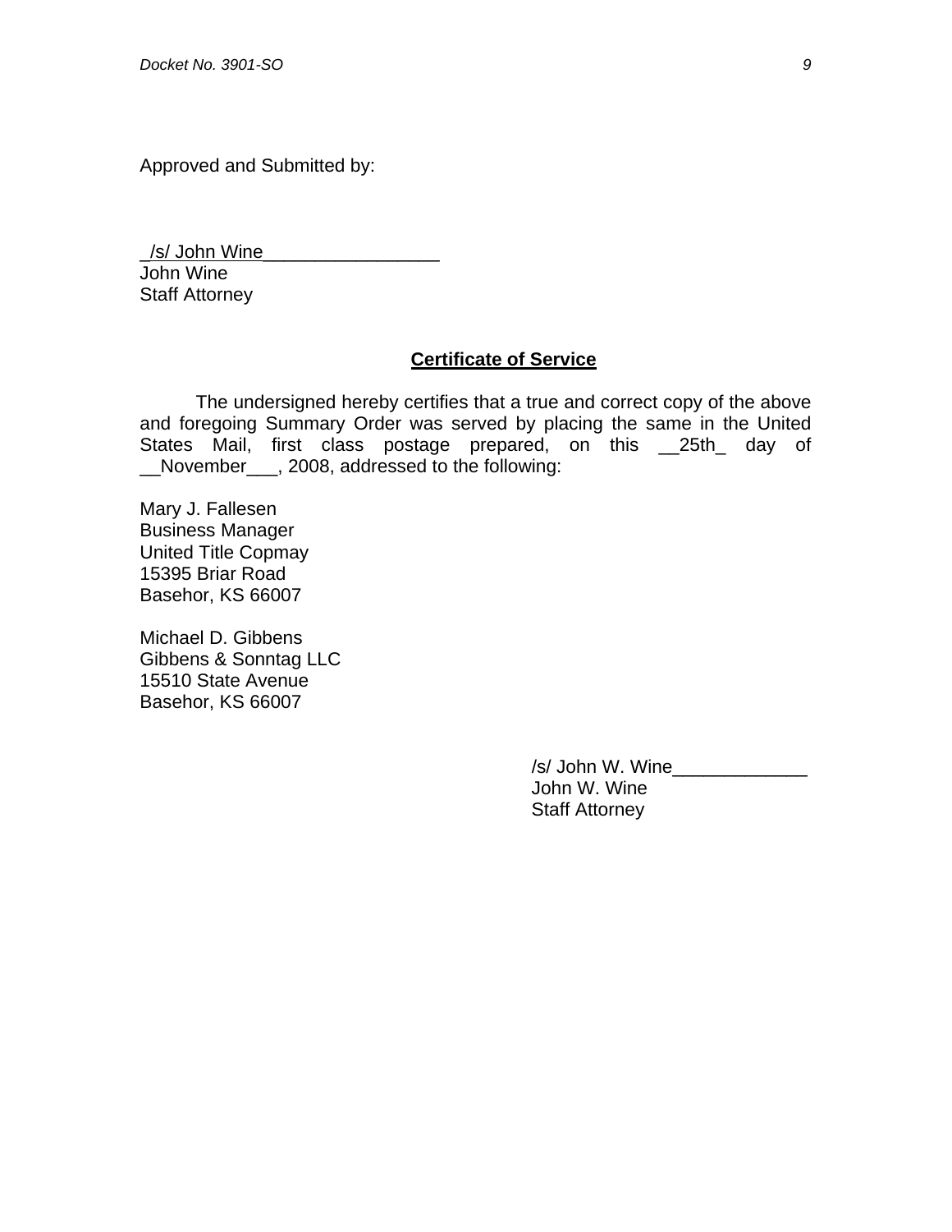Approved and Submitted by:

\_/s/ John Wine\_\_\_\_\_\_\_\_\_\_\_\_\_\_\_\_\_
John Wine
Staff Attorney

## **Certificate of Service**

The undersigned hereby certifies that a true and correct copy of the above and foregoing Summary Order was served by placing the same in the United States Mail, first class postage prepared, on this __25th_ day of __November___, 2008, addressed to the following:

Mary J. Fallesen
Business Manager
United Title Copmay
15395 Briar Road
Basehor, KS 66007

Michael D. Gibbens
Gibbens & Sonntag LLC
15510 State Avenue
Basehor, KS 66007

/s/ John W. Wine_____________
John W. Wine
Staff Attorney